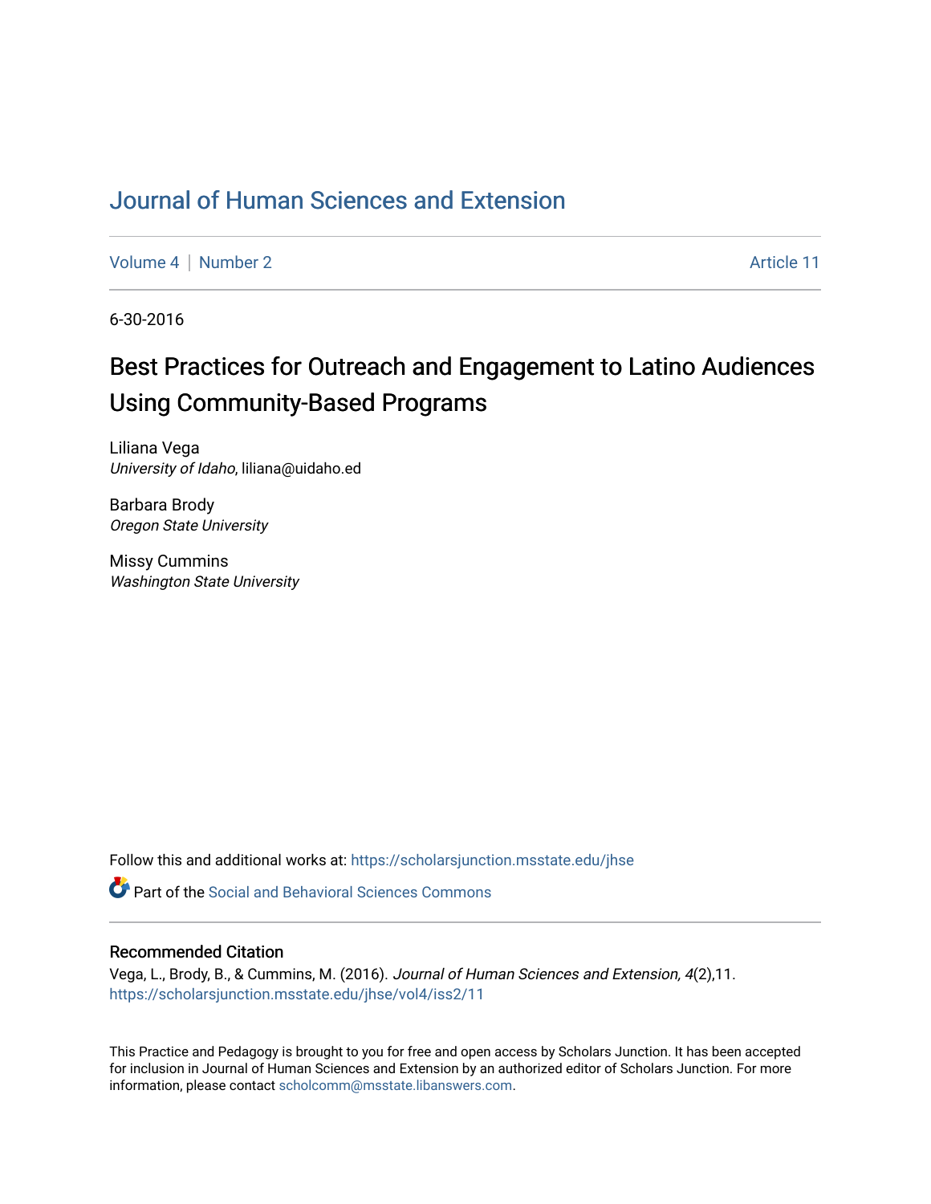# Journal of Human Sciences and Extension

Volume 4 | Number 2 Article 11

6-30-2016

## Best Practices for Outreach and Engagement to Latino Audiences Using Community-Based Programs

Liliana Vega
*University of Idaho*, liliana@uidaho.ed

Barbara Brody
*Oregon State University*

Missy Cummins
*Washington State University*

Follow this and additional works at: https://scholarsjunction.msstate.edu/jhse

Part of the Social and Behavioral Sciences Commons

### Recommended Citation

Vega, L., Brody, B., & Cummins, M. (2016). *Journal of Human Sciences and Extension, 4*(2),11. https://scholarsjunction.msstate.edu/jhse/vol4/iss2/11

This Practice and Pedagogy is brought to you for free and open access by Scholars Junction. It has been accepted for inclusion in Journal of Human Sciences and Extension by an authorized editor of Scholars Junction. For more information, please contact scholcomm@msstate.libanswers.com.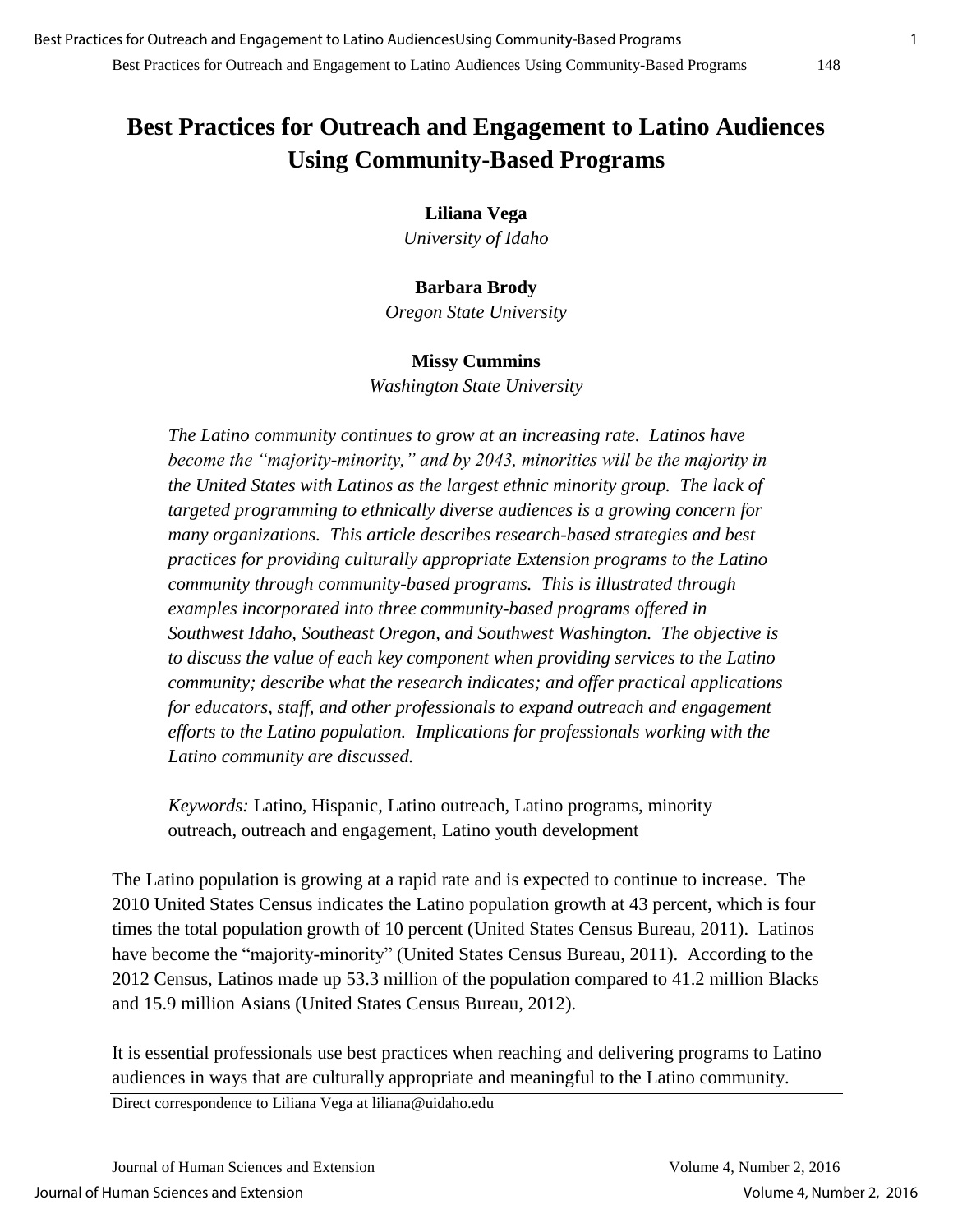# Best Practices for Outreach and Engagement to Latino Audiences Using Community-Based Programs

**Liliana Vega**
*University of Idaho*

**Barbara Brody**
*Oregon State University*

**Missy Cummins**
*Washington State University*

*The Latino community continues to grow at an increasing rate. Latinos have become the "majority-minority," and by 2043, minorities will be the majority in the United States with Latinos as the largest ethnic minority group. The lack of targeted programming to ethnically diverse audiences is a growing concern for many organizations. This article describes research-based strategies and best practices for providing culturally appropriate Extension programs to the Latino community through community-based programs. This is illustrated through examples incorporated into three community-based programs offered in Southwest Idaho, Southeast Oregon, and Southwest Washington. The objective is to discuss the value of each key component when providing services to the Latino community; describe what the research indicates; and offer practical applications for educators, staff, and other professionals to expand outreach and engagement efforts to the Latino population. Implications for professionals working with the Latino community are discussed.*

*Keywords:* Latino, Hispanic, Latino outreach, Latino programs, minority outreach, outreach and engagement, Latino youth development

The Latino population is growing at a rapid rate and is expected to continue to increase. The 2010 United States Census indicates the Latino population growth at 43 percent, which is four times the total population growth of 10 percent (United States Census Bureau, 2011). Latinos have become the "majority-minority" (United States Census Bureau, 2011). According to the 2012 Census, Latinos made up 53.3 million of the population compared to 41.2 million Blacks and 15.9 million Asians (United States Census Bureau, 2012).

It is essential professionals use best practices when reaching and delivering programs to Latino audiences in ways that are culturally appropriate and meaningful to the Latino community.

Direct correspondence to Liliana Vega at liliana@uidaho.edu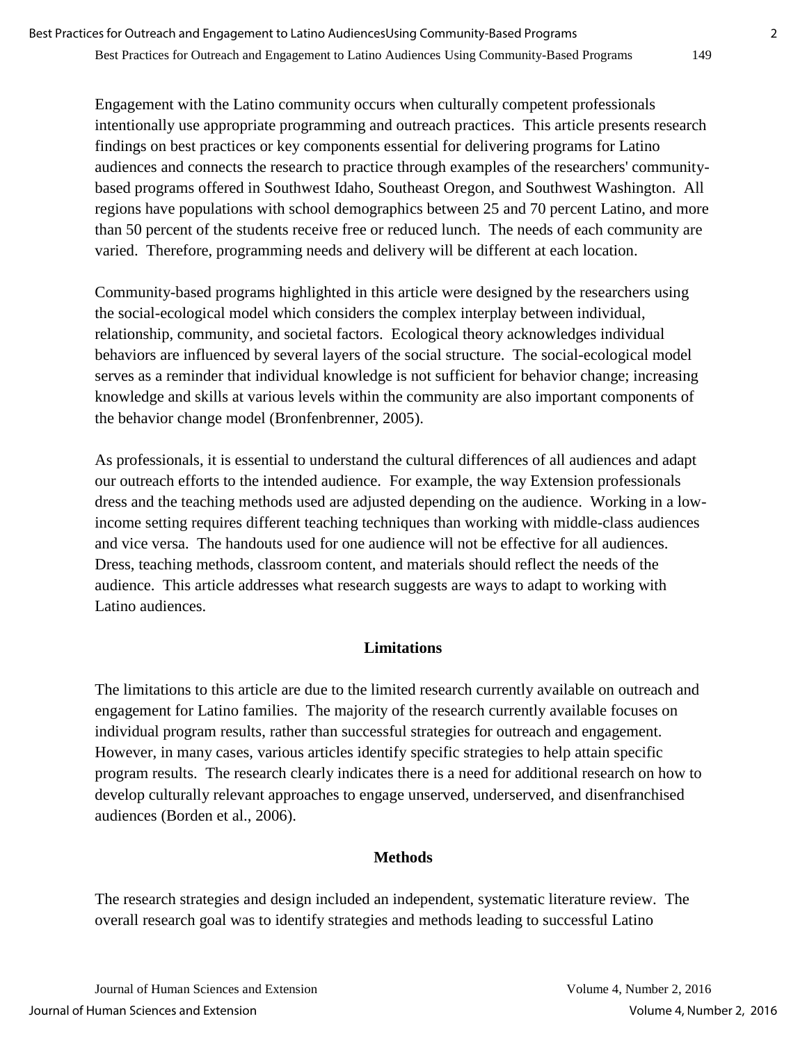Engagement with the Latino community occurs when culturally competent professionals intentionally use appropriate programming and outreach practices. This article presents research findings on best practices or key components essential for delivering programs for Latino audiences and connects the research to practice through examples of the researchers' community-based programs offered in Southwest Idaho, Southeast Oregon, and Southwest Washington. All regions have populations with school demographics between 25 and 70 percent Latino, and more than 50 percent of the students receive free or reduced lunch. The needs of each community are varied. Therefore, programming needs and delivery will be different at each location.

Community-based programs highlighted in this article were designed by the researchers using the social-ecological model which considers the complex interplay between individual, relationship, community, and societal factors. Ecological theory acknowledges individual behaviors are influenced by several layers of the social structure. The social-ecological model serves as a reminder that individual knowledge is not sufficient for behavior change; increasing knowledge and skills at various levels within the community are also important components of the behavior change model (Bronfenbrenner, 2005).

As professionals, it is essential to understand the cultural differences of all audiences and adapt our outreach efforts to the intended audience. For example, the way Extension professionals dress and the teaching methods used are adjusted depending on the audience. Working in a low-income setting requires different teaching techniques than working with middle-class audiences and vice versa. The handouts used for one audience will not be effective for all audiences. Dress, teaching methods, classroom content, and materials should reflect the needs of the audience. This article addresses what research suggests are ways to adapt to working with Latino audiences.

## Limitations

The limitations to this article are due to the limited research currently available on outreach and engagement for Latino families. The majority of the research currently available focuses on individual program results, rather than successful strategies for outreach and engagement. However, in many cases, various articles identify specific strategies to help attain specific program results. The research clearly indicates there is a need for additional research on how to develop culturally relevant approaches to engage unserved, underserved, and disenfranchised audiences (Borden et al., 2006).

## Methods

The research strategies and design included an independent, systematic literature review. The overall research goal was to identify strategies and methods leading to successful Latino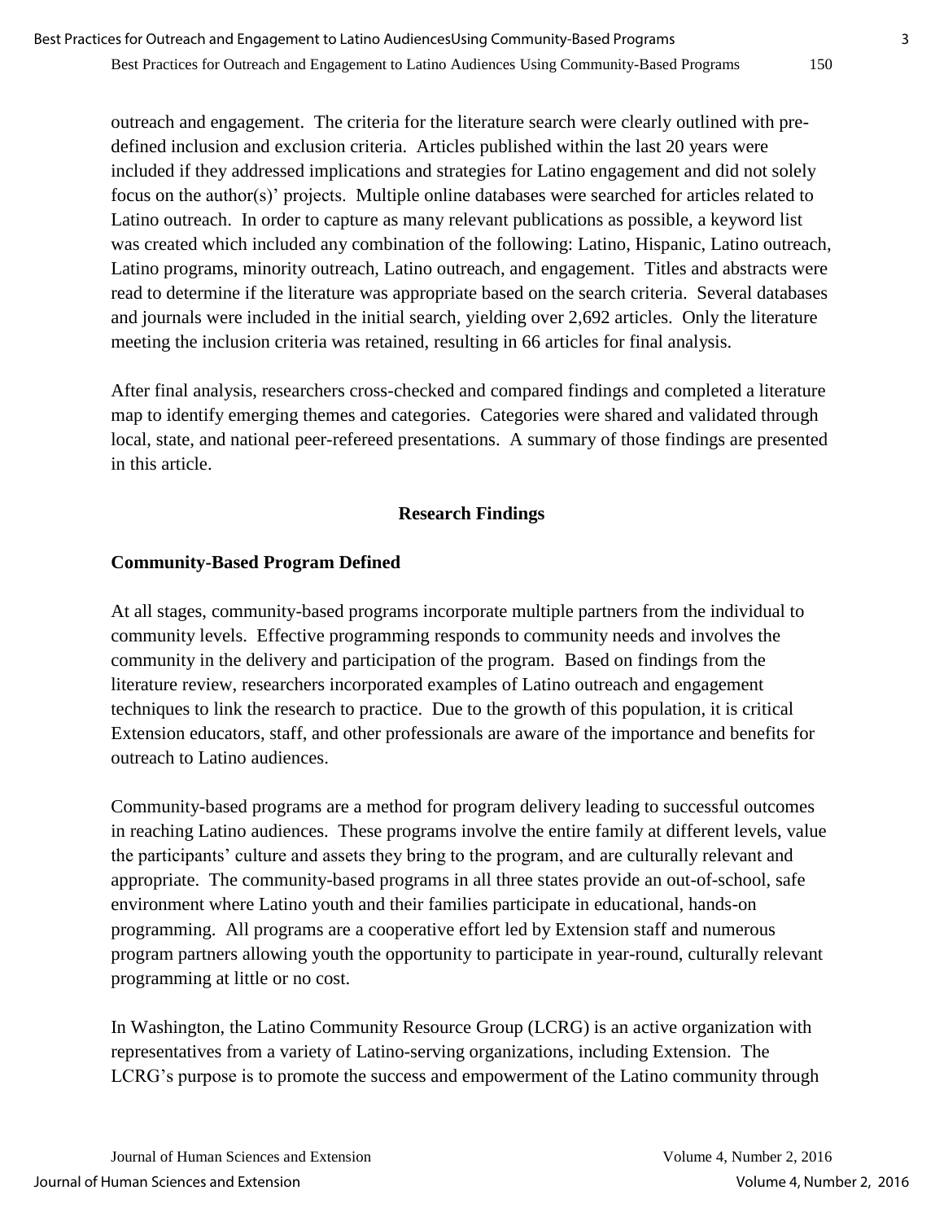outreach and engagement. The criteria for the literature search were clearly outlined with pre-defined inclusion and exclusion criteria. Articles published within the last 20 years were included if they addressed implications and strategies for Latino engagement and did not solely focus on the author(s)' projects. Multiple online databases were searched for articles related to Latino outreach. In order to capture as many relevant publications as possible, a keyword list was created which included any combination of the following: Latino, Hispanic, Latino outreach, Latino programs, minority outreach, Latino outreach, and engagement. Titles and abstracts were read to determine if the literature was appropriate based on the search criteria. Several databases and journals were included in the initial search, yielding over 2,692 articles. Only the literature meeting the inclusion criteria was retained, resulting in 66 articles for final analysis.

After final analysis, researchers cross-checked and compared findings and completed a literature map to identify emerging themes and categories. Categories were shared and validated through local, state, and national peer-refereed presentations. A summary of those findings are presented in this article.

## Research Findings

### Community-Based Program Defined

At all stages, community-based programs incorporate multiple partners from the individual to community levels. Effective programming responds to community needs and involves the community in the delivery and participation of the program. Based on findings from the literature review, researchers incorporated examples of Latino outreach and engagement techniques to link the research to practice. Due to the growth of this population, it is critical Extension educators, staff, and other professionals are aware of the importance and benefits for outreach to Latino audiences.

Community-based programs are a method for program delivery leading to successful outcomes in reaching Latino audiences. These programs involve the entire family at different levels, value the participants' culture and assets they bring to the program, and are culturally relevant and appropriate. The community-based programs in all three states provide an out-of-school, safe environment where Latino youth and their families participate in educational, hands-on programming. All programs are a cooperative effort led by Extension staff and numerous program partners allowing youth the opportunity to participate in year-round, culturally relevant programming at little or no cost.

In Washington, the Latino Community Resource Group (LCRG) is an active organization with representatives from a variety of Latino-serving organizations, including Extension. The LCRG's purpose is to promote the success and empowerment of the Latino community through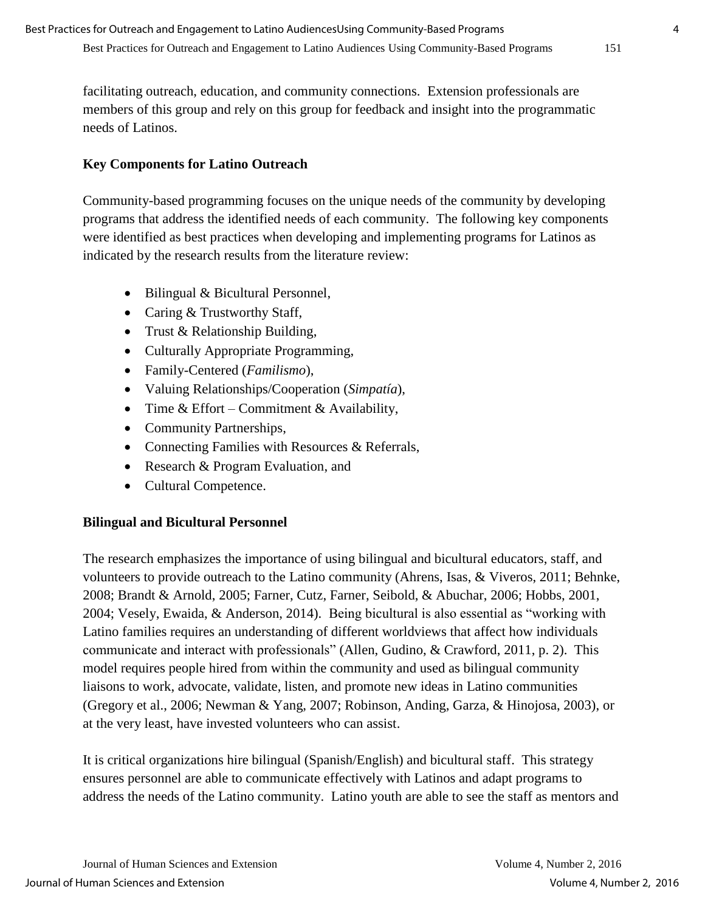facilitating outreach, education, and community connections. Extension professionals are members of this group and rely on this group for feedback and insight into the programmatic needs of Latinos.

## Key Components for Latino Outreach

Community-based programming focuses on the unique needs of the community by developing programs that address the identified needs of each community. The following key components were identified as best practices when developing and implementing programs for Latinos as indicated by the research results from the literature review:

- Bilingual & Bicultural Personnel,
- Caring & Trustworthy Staff,
- Trust & Relationship Building,
- Culturally Appropriate Programming,
- Family-Centered (*Familismo*),
- Valuing Relationships/Cooperation (*Simpatía*),
- Time & Effort – Commitment & Availability,
- Community Partnerships,
- Connecting Families with Resources & Referrals,
- Research & Program Evaluation, and
- Cultural Competence.

## Bilingual and Bicultural Personnel

The research emphasizes the importance of using bilingual and bicultural educators, staff, and volunteers to provide outreach to the Latino community (Ahrens, Isas, & Viveros, 2011; Behnke, 2008; Brandt & Arnold, 2005; Farner, Cutz, Farner, Seibold, & Abuchar, 2006; Hobbs, 2001, 2004; Vesely, Ewaida, & Anderson, 2014). Being bicultural is also essential as "working with Latino families requires an understanding of different worldviews that affect how individuals communicate and interact with professionals" (Allen, Gudino, & Crawford, 2011, p. 2). This model requires people hired from within the community and used as bilingual community liaisons to work, advocate, validate, listen, and promote new ideas in Latino communities (Gregory et al., 2006; Newman & Yang, 2007; Robinson, Anding, Garza, & Hinojosa, 2003), or at the very least, have invested volunteers who can assist.

It is critical organizations hire bilingual (Spanish/English) and bicultural staff. This strategy ensures personnel are able to communicate effectively with Latinos and adapt programs to address the needs of the Latino community. Latino youth are able to see the staff as mentors and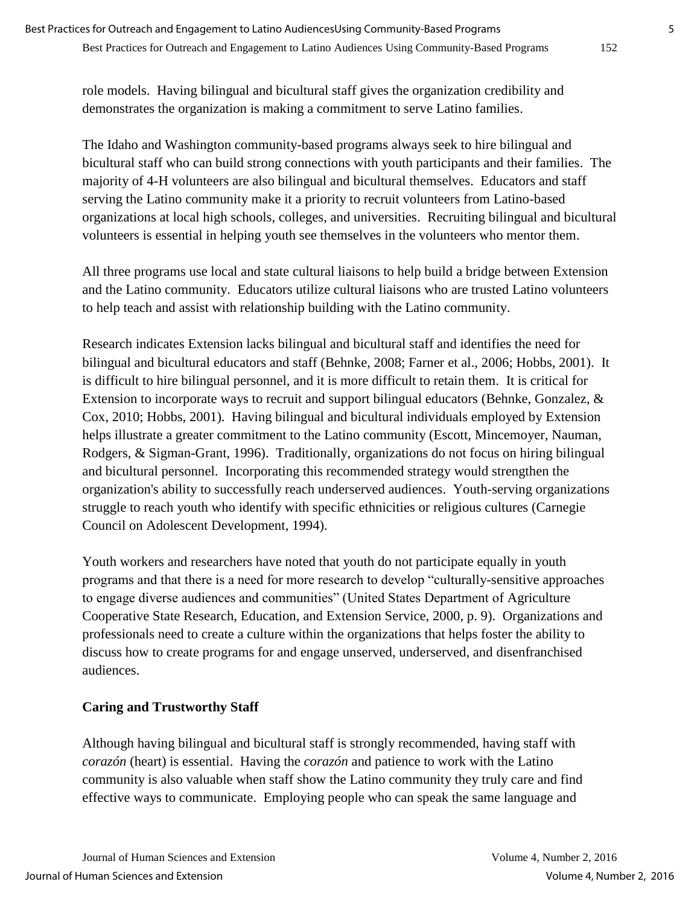role models. Having bilingual and bicultural staff gives the organization credibility and demonstrates the organization is making a commitment to serve Latino families.

The Idaho and Washington community-based programs always seek to hire bilingual and bicultural staff who can build strong connections with youth participants and their families. The majority of 4-H volunteers are also bilingual and bicultural themselves. Educators and staff serving the Latino community make it a priority to recruit volunteers from Latino-based organizations at local high schools, colleges, and universities. Recruiting bilingual and bicultural volunteers is essential in helping youth see themselves in the volunteers who mentor them.

All three programs use local and state cultural liaisons to help build a bridge between Extension and the Latino community. Educators utilize cultural liaisons who are trusted Latino volunteers to help teach and assist with relationship building with the Latino community.

Research indicates Extension lacks bilingual and bicultural staff and identifies the need for bilingual and bicultural educators and staff (Behnke, 2008; Farner et al., 2006; Hobbs, 2001). It is difficult to hire bilingual personnel, and it is more difficult to retain them. It is critical for Extension to incorporate ways to recruit and support bilingual educators (Behnke, Gonzalez, & Cox, 2010; Hobbs, 2001). Having bilingual and bicultural individuals employed by Extension helps illustrate a greater commitment to the Latino community (Escott, Mincemoyer, Nauman, Rodgers, & Sigman-Grant, 1996). Traditionally, organizations do not focus on hiring bilingual and bicultural personnel. Incorporating this recommended strategy would strengthen the organization's ability to successfully reach underserved audiences. Youth-serving organizations struggle to reach youth who identify with specific ethnicities or religious cultures (Carnegie Council on Adolescent Development, 1994).

Youth workers and researchers have noted that youth do not participate equally in youth programs and that there is a need for more research to develop "culturally-sensitive approaches to engage diverse audiences and communities" (United States Department of Agriculture Cooperative State Research, Education, and Extension Service, 2000, p. 9). Organizations and professionals need to create a culture within the organizations that helps foster the ability to discuss how to create programs for and engage unserved, underserved, and disenfranchised audiences.

**Caring and Trustworthy Staff**

Although having bilingual and bicultural staff is strongly recommended, having staff with *corazón* (heart) is essential. Having the *corazón* and patience to work with the Latino community is also valuable when staff show the Latino community they truly care and find effective ways to communicate. Employing people who can speak the same language and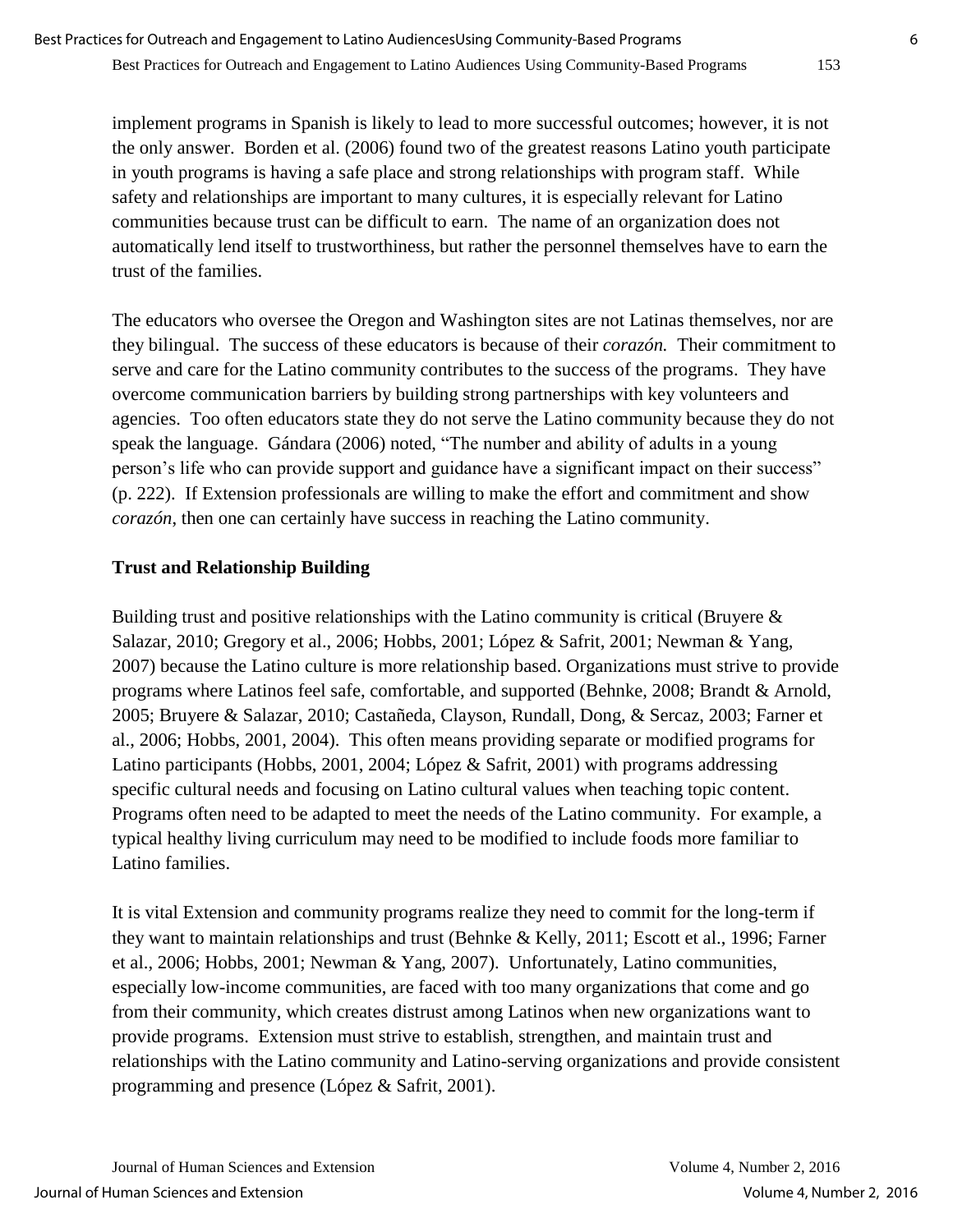implement programs in Spanish is likely to lead to more successful outcomes; however, it is not the only answer. Borden et al. (2006) found two of the greatest reasons Latino youth participate in youth programs is having a safe place and strong relationships with program staff. While safety and relationships are important to many cultures, it is especially relevant for Latino communities because trust can be difficult to earn. The name of an organization does not automatically lend itself to trustworthiness, but rather the personnel themselves have to earn the trust of the families.

The educators who oversee the Oregon and Washington sites are not Latinas themselves, nor are they bilingual. The success of these educators is because of their *corazón.* Their commitment to serve and care for the Latino community contributes to the success of the programs. They have overcome communication barriers by building strong partnerships with key volunteers and agencies. Too often educators state they do not serve the Latino community because they do not speak the language. Gándara (2006) noted, "The number and ability of adults in a young person's life who can provide support and guidance have a significant impact on their success" (p. 222). If Extension professionals are willing to make the effort and commitment and show *corazón*, then one can certainly have success in reaching the Latino community.

**Trust and Relationship Building**

Building trust and positive relationships with the Latino community is critical (Bruyere & Salazar, 2010; Gregory et al., 2006; Hobbs, 2001; López & Safrit, 2001; Newman & Yang, 2007) because the Latino culture is more relationship based. Organizations must strive to provide programs where Latinos feel safe, comfortable, and supported (Behnke, 2008; Brandt & Arnold, 2005; Bruyere & Salazar, 2010; Castañeda, Clayson, Rundall, Dong, & Sercaz, 2003; Farner et al., 2006; Hobbs, 2001, 2004). This often means providing separate or modified programs for Latino participants (Hobbs, 2001, 2004; López & Safrit, 2001) with programs addressing specific cultural needs and focusing on Latino cultural values when teaching topic content. Programs often need to be adapted to meet the needs of the Latino community. For example, a typical healthy living curriculum may need to be modified to include foods more familiar to Latino families.

It is vital Extension and community programs realize they need to commit for the long-term if they want to maintain relationships and trust (Behnke & Kelly, 2011; Escott et al., 1996; Farner et al., 2006; Hobbs, 2001; Newman & Yang, 2007). Unfortunately, Latino communities, especially low-income communities, are faced with too many organizations that come and go from their community, which creates distrust among Latinos when new organizations want to provide programs. Extension must strive to establish, strengthen, and maintain trust and relationships with the Latino community and Latino-serving organizations and provide consistent programming and presence (López & Safrit, 2001).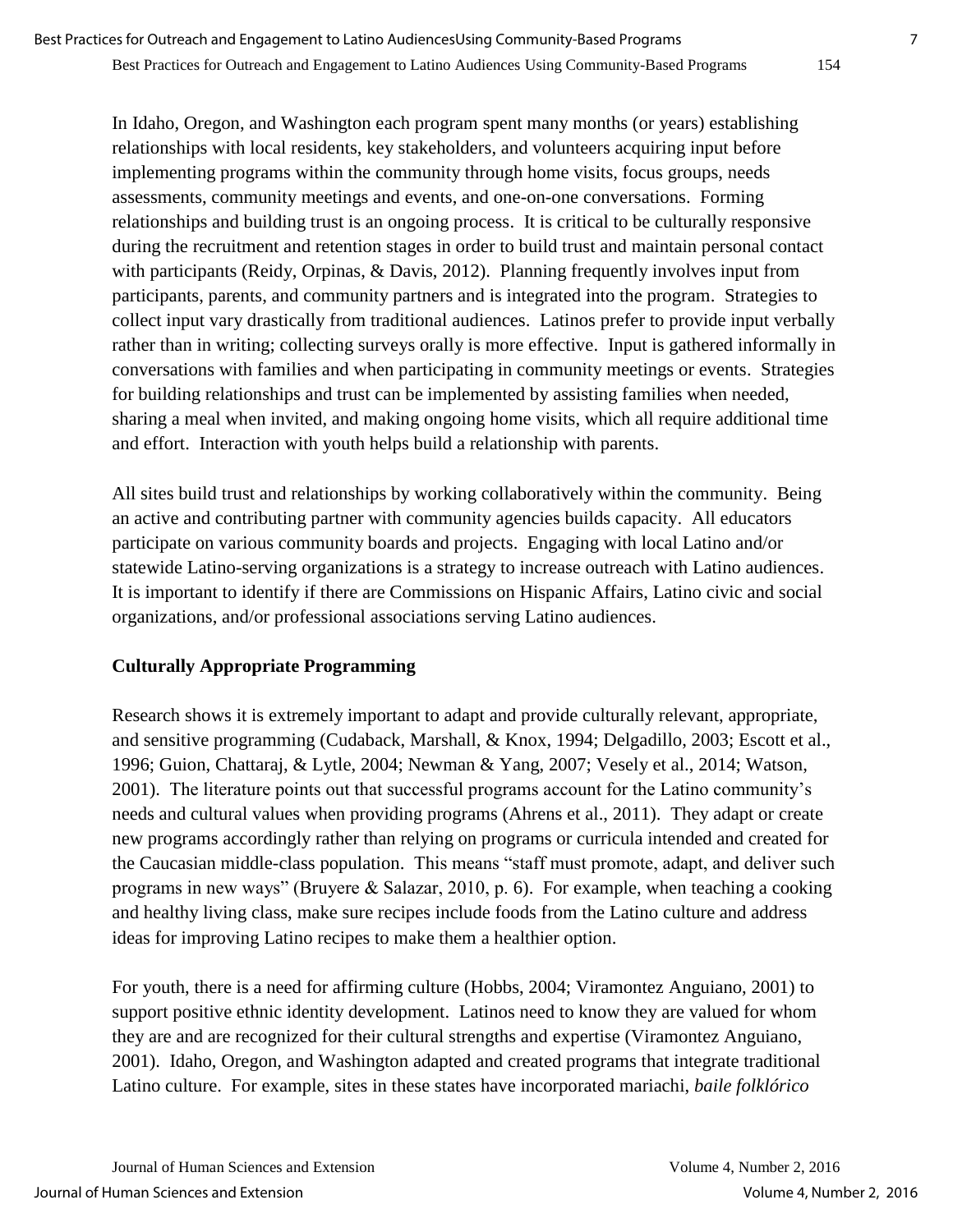In Idaho, Oregon, and Washington each program spent many months (or years) establishing relationships with local residents, key stakeholders, and volunteers acquiring input before implementing programs within the community through home visits, focus groups, needs assessments, community meetings and events, and one-on-one conversations. Forming relationships and building trust is an ongoing process. It is critical to be culturally responsive during the recruitment and retention stages in order to build trust and maintain personal contact with participants (Reidy, Orpinas, & Davis, 2012). Planning frequently involves input from participants, parents, and community partners and is integrated into the program. Strategies to collect input vary drastically from traditional audiences. Latinos prefer to provide input verbally rather than in writing; collecting surveys orally is more effective. Input is gathered informally in conversations with families and when participating in community meetings or events. Strategies for building relationships and trust can be implemented by assisting families when needed, sharing a meal when invited, and making ongoing home visits, which all require additional time and effort. Interaction with youth helps build a relationship with parents.

All sites build trust and relationships by working collaboratively within the community. Being an active and contributing partner with community agencies builds capacity. All educators participate on various community boards and projects. Engaging with local Latino and/or statewide Latino-serving organizations is a strategy to increase outreach with Latino audiences. It is important to identify if there are Commissions on Hispanic Affairs, Latino civic and social organizations, and/or professional associations serving Latino audiences.

### Culturally Appropriate Programming

Research shows it is extremely important to adapt and provide culturally relevant, appropriate, and sensitive programming (Cudaback, Marshall, & Knox, 1994; Delgadillo, 2003; Escott et al., 1996; Guion, Chattaraj, & Lytle, 2004; Newman & Yang, 2007; Vesely et al., 2014; Watson, 2001). The literature points out that successful programs account for the Latino community's needs and cultural values when providing programs (Ahrens et al., 2011). They adapt or create new programs accordingly rather than relying on programs or curricula intended and created for the Caucasian middle-class population. This means "staff must promote, adapt, and deliver such programs in new ways" (Bruyere & Salazar, 2010, p. 6). For example, when teaching a cooking and healthy living class, make sure recipes include foods from the Latino culture and address ideas for improving Latino recipes to make them a healthier option.

For youth, there is a need for affirming culture (Hobbs, 2004; Viramontez Anguiano, 2001) to support positive ethnic identity development. Latinos need to know they are valued for whom they are and are recognized for their cultural strengths and expertise (Viramontez Anguiano, 2001). Idaho, Oregon, and Washington adapted and created programs that integrate traditional Latino culture. For example, sites in these states have incorporated mariachi, *baile folklórico*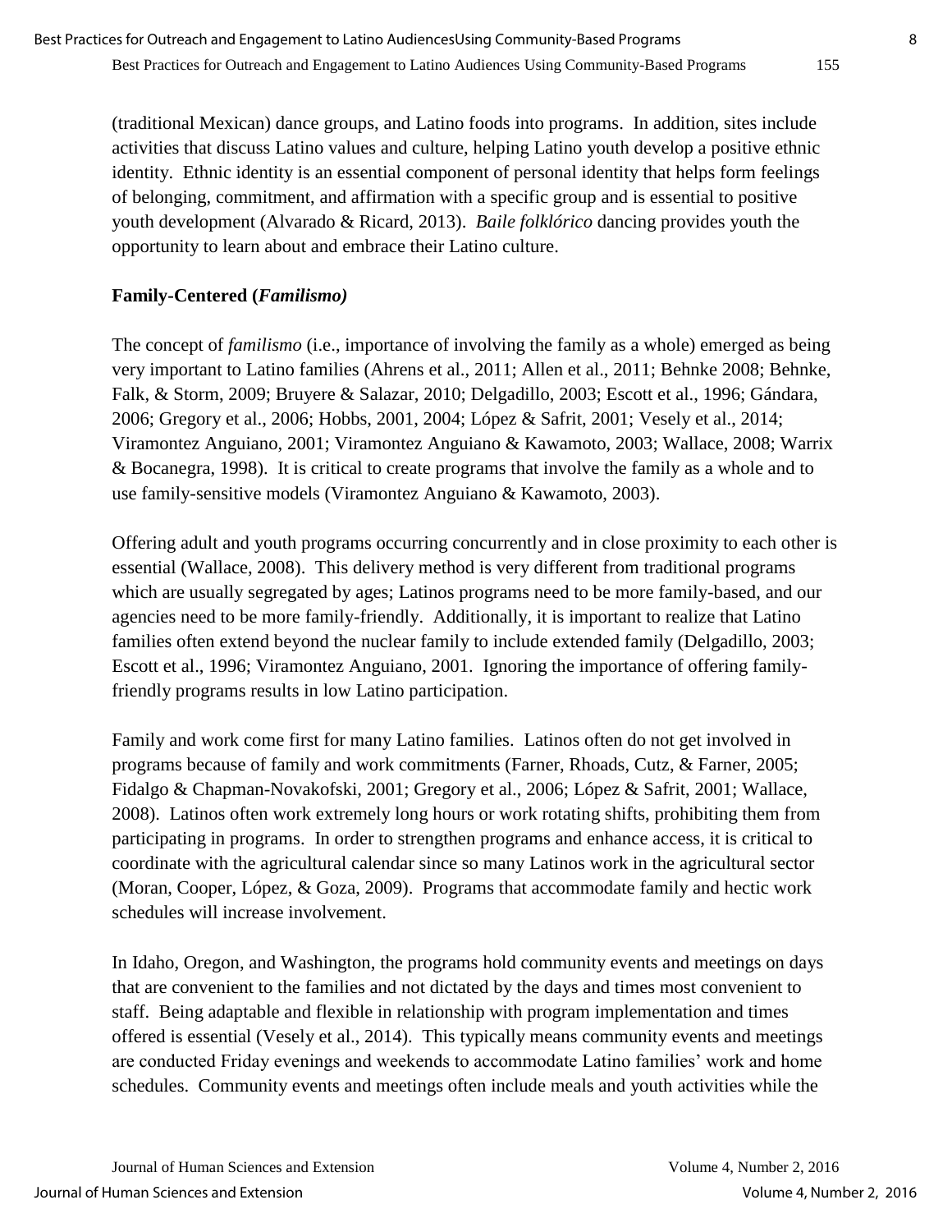(traditional Mexican) dance groups, and Latino foods into programs. In addition, sites include activities that discuss Latino values and culture, helping Latino youth develop a positive ethnic identity. Ethnic identity is an essential component of personal identity that helps form feelings of belonging, commitment, and affirmation with a specific group and is essential to positive youth development (Alvarado & Ricard, 2013). *Baile folklórico* dancing provides youth the opportunity to learn about and embrace their Latino culture.

**Family-Centered (*Familismo)***

The concept of *familismo* (i.e., importance of involving the family as a whole) emerged as being very important to Latino families (Ahrens et al., 2011; Allen et al., 2011; Behnke 2008; Behnke, Falk, & Storm, 2009; Bruyere & Salazar, 2010; Delgadillo, 2003; Escott et al., 1996; Gándara, 2006; Gregory et al., 2006; Hobbs, 2001, 2004; López & Safrit, 2001; Vesely et al., 2014; Viramontez Anguiano, 2001; Viramontez Anguiano & Kawamoto, 2003; Wallace, 2008; Warrix & Bocanegra, 1998). It is critical to create programs that involve the family as a whole and to use family-sensitive models (Viramontez Anguiano & Kawamoto, 2003).

Offering adult and youth programs occurring concurrently and in close proximity to each other is essential (Wallace, 2008). This delivery method is very different from traditional programs which are usually segregated by ages; Latinos programs need to be more family-based, and our agencies need to be more family-friendly. Additionally, it is important to realize that Latino families often extend beyond the nuclear family to include extended family (Delgadillo, 2003; Escott et al., 1996; Viramontez Anguiano, 2001. Ignoring the importance of offering family-friendly programs results in low Latino participation.

Family and work come first for many Latino families. Latinos often do not get involved in programs because of family and work commitments (Farner, Rhoads, Cutz, & Farner, 2005; Fidalgo & Chapman-Novakofski, 2001; Gregory et al., 2006; López & Safrit, 2001; Wallace, 2008). Latinos often work extremely long hours or work rotating shifts, prohibiting them from participating in programs. In order to strengthen programs and enhance access, it is critical to coordinate with the agricultural calendar since so many Latinos work in the agricultural sector (Moran, Cooper, López, & Goza, 2009). Programs that accommodate family and hectic work schedules will increase involvement.

In Idaho, Oregon, and Washington, the programs hold community events and meetings on days that are convenient to the families and not dictated by the days and times most convenient to staff. Being adaptable and flexible in relationship with program implementation and times offered is essential (Vesely et al., 2014). This typically means community events and meetings are conducted Friday evenings and weekends to accommodate Latino families' work and home schedules. Community events and meetings often include meals and youth activities while the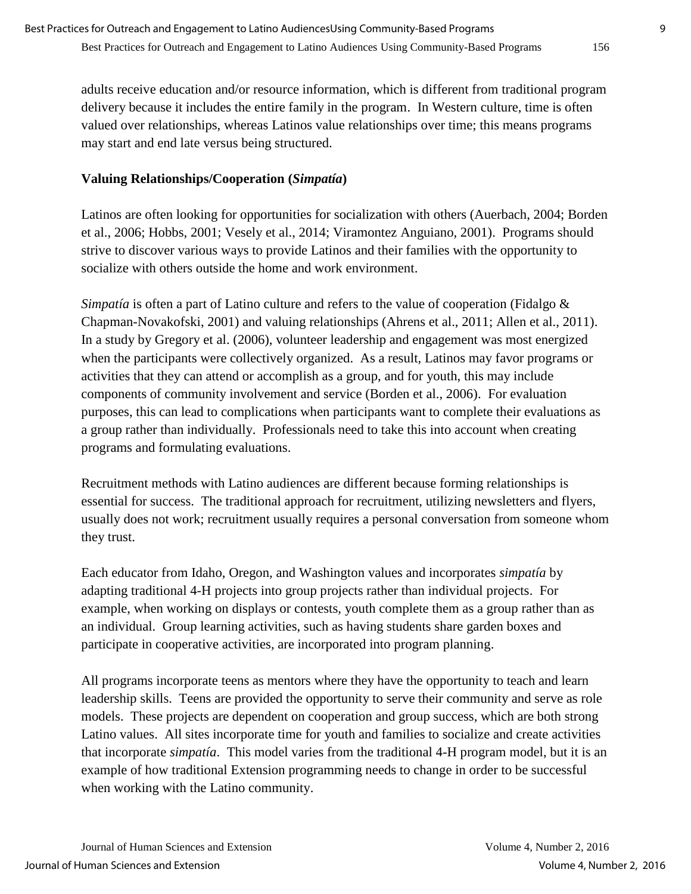adults receive education and/or resource information, which is different from traditional program delivery because it includes the entire family in the program. In Western culture, time is often valued over relationships, whereas Latinos value relationships over time; this means programs may start and end late versus being structured.

**Valuing Relationships/Cooperation (*Simpatía*)**

Latinos are often looking for opportunities for socialization with others (Auerbach, 2004; Borden et al., 2006; Hobbs, 2001; Vesely et al., 2014; Viramontez Anguiano, 2001). Programs should strive to discover various ways to provide Latinos and their families with the opportunity to socialize with others outside the home and work environment.

*Simpatía* is often a part of Latino culture and refers to the value of cooperation (Fidalgo & Chapman-Novakofski, 2001) and valuing relationships (Ahrens et al., 2011; Allen et al., 2011). In a study by Gregory et al. (2006), volunteer leadership and engagement was most energized when the participants were collectively organized. As a result, Latinos may favor programs or activities that they can attend or accomplish as a group, and for youth, this may include components of community involvement and service (Borden et al., 2006). For evaluation purposes, this can lead to complications when participants want to complete their evaluations as a group rather than individually. Professionals need to take this into account when creating programs and formulating evaluations.

Recruitment methods with Latino audiences are different because forming relationships is essential for success. The traditional approach for recruitment, utilizing newsletters and flyers, usually does not work; recruitment usually requires a personal conversation from someone whom they trust.

Each educator from Idaho, Oregon, and Washington values and incorporates *simpatía* by adapting traditional 4-H projects into group projects rather than individual projects. For example, when working on displays or contests, youth complete them as a group rather than as an individual. Group learning activities, such as having students share garden boxes and participate in cooperative activities, are incorporated into program planning.

All programs incorporate teens as mentors where they have the opportunity to teach and learn leadership skills. Teens are provided the opportunity to serve their community and serve as role models. These projects are dependent on cooperation and group success, which are both strong Latino values. All sites incorporate time for youth and families to socialize and create activities that incorporate *simpatía*. This model varies from the traditional 4-H program model, but it is an example of how traditional Extension programming needs to change in order to be successful when working with the Latino community.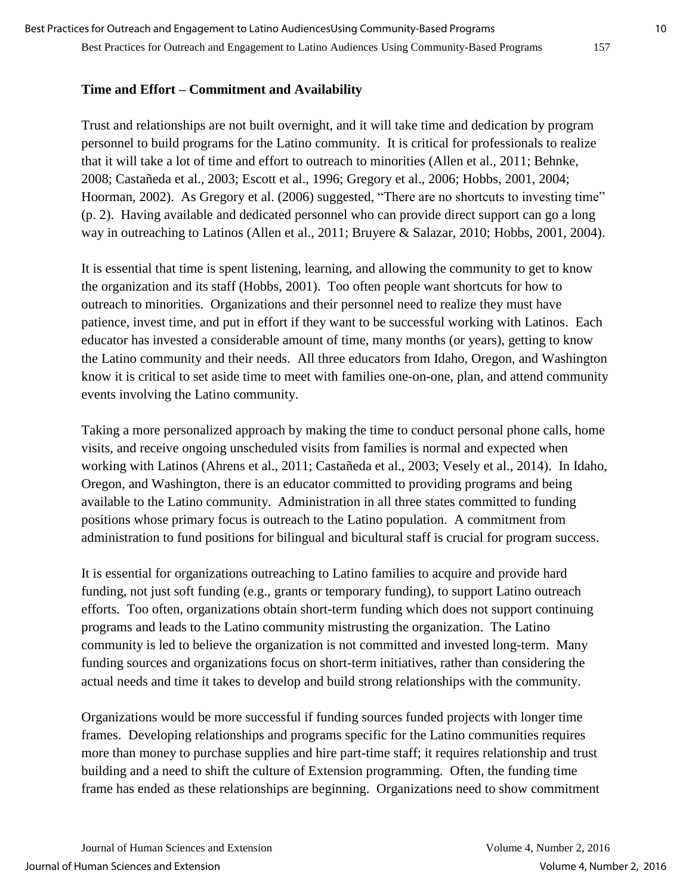**Time and Effort – Commitment and Availability**

Trust and relationships are not built overnight, and it will take time and dedication by program personnel to build programs for the Latino community. It is critical for professionals to realize that it will take a lot of time and effort to outreach to minorities (Allen et al., 2011; Behnke, 2008; Castañeda et al., 2003; Escott et al., 1996; Gregory et al., 2006; Hobbs, 2001, 2004; Hoorman, 2002). As Gregory et al. (2006) suggested, "There are no shortcuts to investing time" (p. 2). Having available and dedicated personnel who can provide direct support can go a long way in outreaching to Latinos (Allen et al., 2011; Bruyere & Salazar, 2010; Hobbs, 2001, 2004).

It is essential that time is spent listening, learning, and allowing the community to get to know the organization and its staff (Hobbs, 2001). Too often people want shortcuts for how to outreach to minorities. Organizations and their personnel need to realize they must have patience, invest time, and put in effort if they want to be successful working with Latinos. Each educator has invested a considerable amount of time, many months (or years), getting to know the Latino community and their needs. All three educators from Idaho, Oregon, and Washington know it is critical to set aside time to meet with families one-on-one, plan, and attend community events involving the Latino community.

Taking a more personalized approach by making the time to conduct personal phone calls, home visits, and receive ongoing unscheduled visits from families is normal and expected when working with Latinos (Ahrens et al., 2011; Castañeda et al., 2003; Vesely et al., 2014). In Idaho, Oregon, and Washington, there is an educator committed to providing programs and being available to the Latino community. Administration in all three states committed to funding positions whose primary focus is outreach to the Latino population. A commitment from administration to fund positions for bilingual and bicultural staff is crucial for program success.

It is essential for organizations outreaching to Latino families to acquire and provide hard funding, not just soft funding (e.g., grants or temporary funding), to support Latino outreach efforts. Too often, organizations obtain short-term funding which does not support continuing programs and leads to the Latino community mistrusting the organization. The Latino community is led to believe the organization is not committed and invested long-term. Many funding sources and organizations focus on short-term initiatives, rather than considering the actual needs and time it takes to develop and build strong relationships with the community.

Organizations would be more successful if funding sources funded projects with longer time frames. Developing relationships and programs specific for the Latino communities requires more than money to purchase supplies and hire part-time staff; it requires relationship and trust building and a need to shift the culture of Extension programming. Often, the funding time frame has ended as these relationships are beginning. Organizations need to show commitment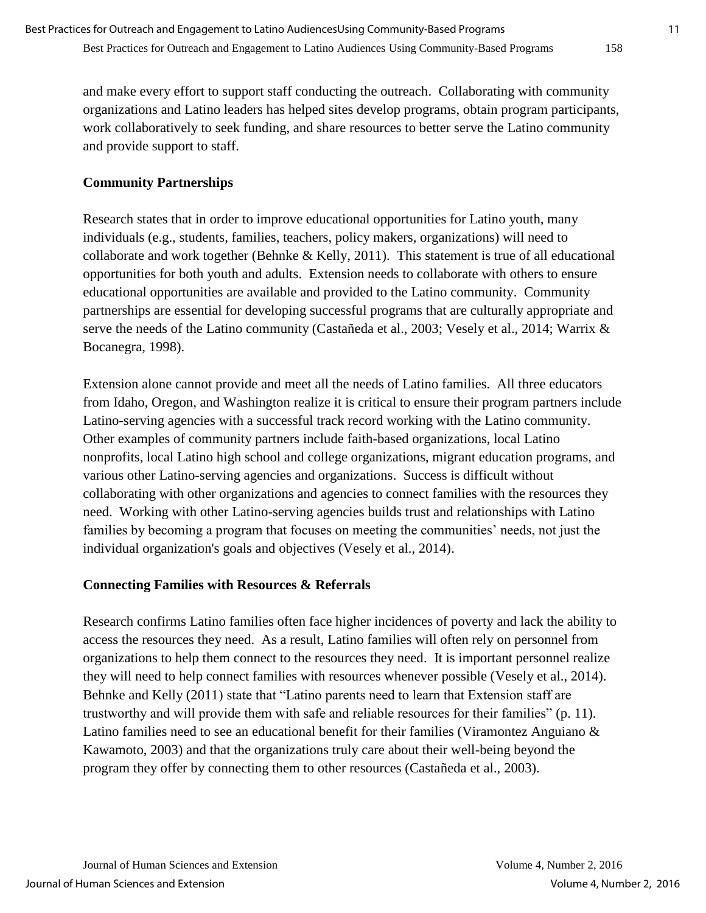and make every effort to support staff conducting the outreach. Collaborating with community organizations and Latino leaders has helped sites develop programs, obtain program participants, work collaboratively to seek funding, and share resources to better serve the Latino community and provide support to staff.

## Community Partnerships

Research states that in order to improve educational opportunities for Latino youth, many individuals (e.g., students, families, teachers, policy makers, organizations) will need to collaborate and work together (Behnke & Kelly, 2011). This statement is true of all educational opportunities for both youth and adults. Extension needs to collaborate with others to ensure educational opportunities are available and provided to the Latino community. Community partnerships are essential for developing successful programs that are culturally appropriate and serve the needs of the Latino community (Castañeda et al., 2003; Vesely et al., 2014; Warrix & Bocanegra, 1998).

Extension alone cannot provide and meet all the needs of Latino families. All three educators from Idaho, Oregon, and Washington realize it is critical to ensure their program partners include Latino-serving agencies with a successful track record working with the Latino community. Other examples of community partners include faith-based organizations, local Latino nonprofits, local Latino high school and college organizations, migrant education programs, and various other Latino-serving agencies and organizations. Success is difficult without collaborating with other organizations and agencies to connect families with the resources they need. Working with other Latino-serving agencies builds trust and relationships with Latino families by becoming a program that focuses on meeting the communities' needs, not just the individual organization's goals and objectives (Vesely et al., 2014).

## Connecting Families with Resources & Referrals

Research confirms Latino families often face higher incidences of poverty and lack the ability to access the resources they need. As a result, Latino families will often rely on personnel from organizations to help them connect to the resources they need. It is important personnel realize they will need to help connect families with resources whenever possible (Vesely et al., 2014). Behnke and Kelly (2011) state that "Latino parents need to learn that Extension staff are trustworthy and will provide them with safe and reliable resources for their families" (p. 11). Latino families need to see an educational benefit for their families (Viramontez Anguiano & Kawamoto, 2003) and that the organizations truly care about their well-being beyond the program they offer by connecting them to other resources (Castañeda et al., 2003).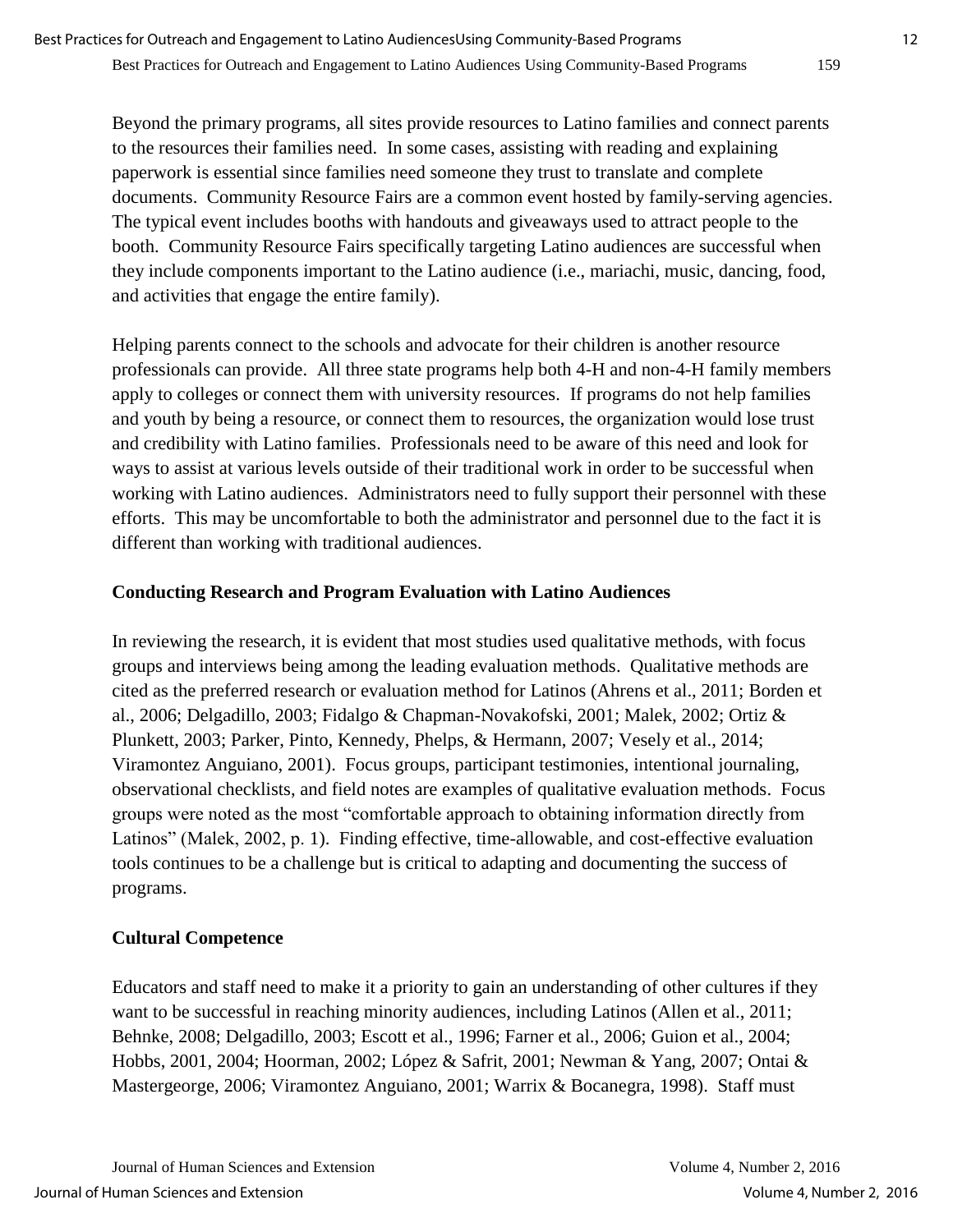Beyond the primary programs, all sites provide resources to Latino families and connect parents to the resources their families need. In some cases, assisting with reading and explaining paperwork is essential since families need someone they trust to translate and complete documents. Community Resource Fairs are a common event hosted by family-serving agencies. The typical event includes booths with handouts and giveaways used to attract people to the booth. Community Resource Fairs specifically targeting Latino audiences are successful when they include components important to the Latino audience (i.e., mariachi, music, dancing, food, and activities that engage the entire family).

Helping parents connect to the schools and advocate for their children is another resource professionals can provide. All three state programs help both 4-H and non-4-H family members apply to colleges or connect them with university resources. If programs do not help families and youth by being a resource, or connect them to resources, the organization would lose trust and credibility with Latino families. Professionals need to be aware of this need and look for ways to assist at various levels outside of their traditional work in order to be successful when working with Latino audiences. Administrators need to fully support their personnel with these efforts. This may be uncomfortable to both the administrator and personnel due to the fact it is different than working with traditional audiences.

## Conducting Research and Program Evaluation with Latino Audiences

In reviewing the research, it is evident that most studies used qualitative methods, with focus groups and interviews being among the leading evaluation methods. Qualitative methods are cited as the preferred research or evaluation method for Latinos (Ahrens et al., 2011; Borden et al., 2006; Delgadillo, 2003; Fidalgo & Chapman-Novakofski, 2001; Malek, 2002; Ortiz & Plunkett, 2003; Parker, Pinto, Kennedy, Phelps, & Hermann, 2007; Vesely et al., 2014; Viramontez Anguiano, 2001). Focus groups, participant testimonies, intentional journaling, observational checklists, and field notes are examples of qualitative evaluation methods. Focus groups were noted as the most "comfortable approach to obtaining information directly from Latinos" (Malek, 2002, p. 1). Finding effective, time-allowable, and cost-effective evaluation tools continues to be a challenge but is critical to adapting and documenting the success of programs.

## Cultural Competence

Educators and staff need to make it a priority to gain an understanding of other cultures if they want to be successful in reaching minority audiences, including Latinos (Allen et al., 2011; Behnke, 2008; Delgadillo, 2003; Escott et al., 1996; Farner et al., 2006; Guion et al., 2004; Hobbs, 2001, 2004; Hoorman, 2002; López & Safrit, 2001; Newman & Yang, 2007; Ontai & Mastergeorge, 2006; Viramontez Anguiano, 2001; Warrix & Bocanegra, 1998). Staff must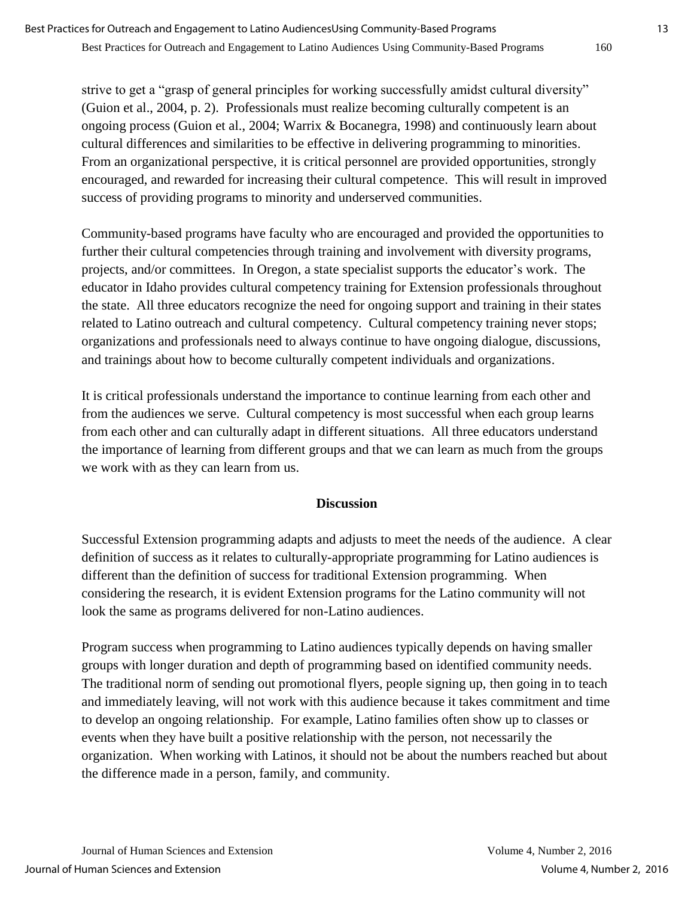strive to get a "grasp of general principles for working successfully amidst cultural diversity" (Guion et al., 2004, p. 2). Professionals must realize becoming culturally competent is an ongoing process (Guion et al., 2004; Warrix & Bocanegra, 1998) and continuously learn about cultural differences and similarities to be effective in delivering programming to minorities. From an organizational perspective, it is critical personnel are provided opportunities, strongly encouraged, and rewarded for increasing their cultural competence. This will result in improved success of providing programs to minority and underserved communities.

Community-based programs have faculty who are encouraged and provided the opportunities to further their cultural competencies through training and involvement with diversity programs, projects, and/or committees. In Oregon, a state specialist supports the educator's work. The educator in Idaho provides cultural competency training for Extension professionals throughout the state. All three educators recognize the need for ongoing support and training in their states related to Latino outreach and cultural competency. Cultural competency training never stops; organizations and professionals need to always continue to have ongoing dialogue, discussions, and trainings about how to become culturally competent individuals and organizations.

It is critical professionals understand the importance to continue learning from each other and from the audiences we serve. Cultural competency is most successful when each group learns from each other and can culturally adapt in different situations. All three educators understand the importance of learning from different groups and that we can learn as much from the groups we work with as they can learn from us.

## Discussion

Successful Extension programming adapts and adjusts to meet the needs of the audience. A clear definition of success as it relates to culturally-appropriate programming for Latino audiences is different than the definition of success for traditional Extension programming. When considering the research, it is evident Extension programs for the Latino community will not look the same as programs delivered for non-Latino audiences.

Program success when programming to Latino audiences typically depends on having smaller groups with longer duration and depth of programming based on identified community needs. The traditional norm of sending out promotional flyers, people signing up, then going in to teach and immediately leaving, will not work with this audience because it takes commitment and time to develop an ongoing relationship. For example, Latino families often show up to classes or events when they have built a positive relationship with the person, not necessarily the organization. When working with Latinos, it should not be about the numbers reached but about the difference made in a person, family, and community.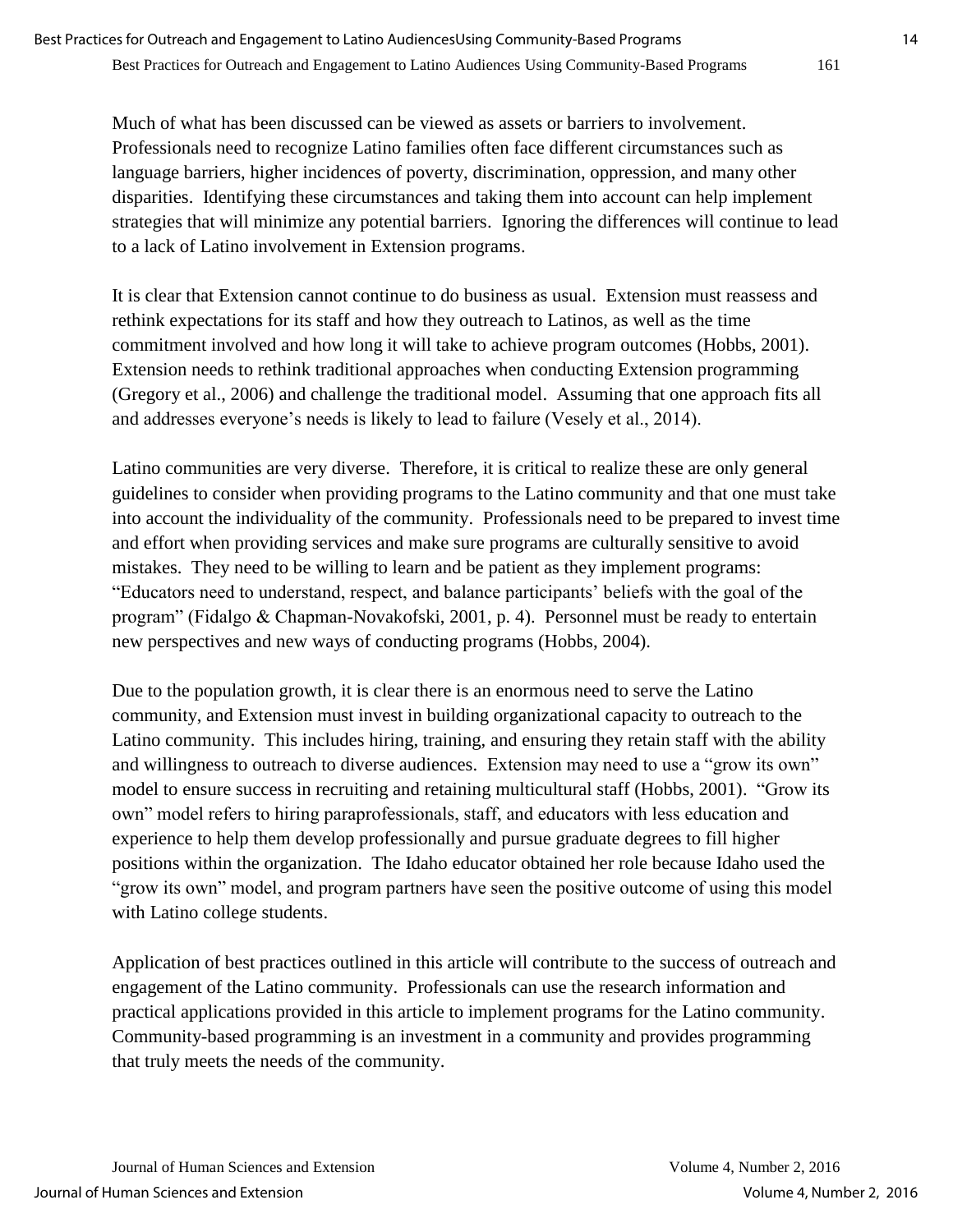Much of what has been discussed can be viewed as assets or barriers to involvement. Professionals need to recognize Latino families often face different circumstances such as language barriers, higher incidences of poverty, discrimination, oppression, and many other disparities. Identifying these circumstances and taking them into account can help implement strategies that will minimize any potential barriers. Ignoring the differences will continue to lead to a lack of Latino involvement in Extension programs.

It is clear that Extension cannot continue to do business as usual. Extension must reassess and rethink expectations for its staff and how they outreach to Latinos, as well as the time commitment involved and how long it will take to achieve program outcomes (Hobbs, 2001). Extension needs to rethink traditional approaches when conducting Extension programming (Gregory et al., 2006) and challenge the traditional model. Assuming that one approach fits all and addresses everyone's needs is likely to lead to failure (Vesely et al., 2014).

Latino communities are very diverse. Therefore, it is critical to realize these are only general guidelines to consider when providing programs to the Latino community and that one must take into account the individuality of the community. Professionals need to be prepared to invest time and effort when providing services and make sure programs are culturally sensitive to avoid mistakes. They need to be willing to learn and be patient as they implement programs: "Educators need to understand, respect, and balance participants' beliefs with the goal of the program" (Fidalgo & Chapman-Novakofski, 2001, p. 4). Personnel must be ready to entertain new perspectives and new ways of conducting programs (Hobbs, 2004).

Due to the population growth, it is clear there is an enormous need to serve the Latino community, and Extension must invest in building organizational capacity to outreach to the Latino community. This includes hiring, training, and ensuring they retain staff with the ability and willingness to outreach to diverse audiences. Extension may need to use a "grow its own" model to ensure success in recruiting and retaining multicultural staff (Hobbs, 2001). "Grow its own" model refers to hiring paraprofessionals, staff, and educators with less education and experience to help them develop professionally and pursue graduate degrees to fill higher positions within the organization. The Idaho educator obtained her role because Idaho used the "grow its own" model, and program partners have seen the positive outcome of using this model with Latino college students.

Application of best practices outlined in this article will contribute to the success of outreach and engagement of the Latino community. Professionals can use the research information and practical applications provided in this article to implement programs for the Latino community. Community-based programming is an investment in a community and provides programming that truly meets the needs of the community.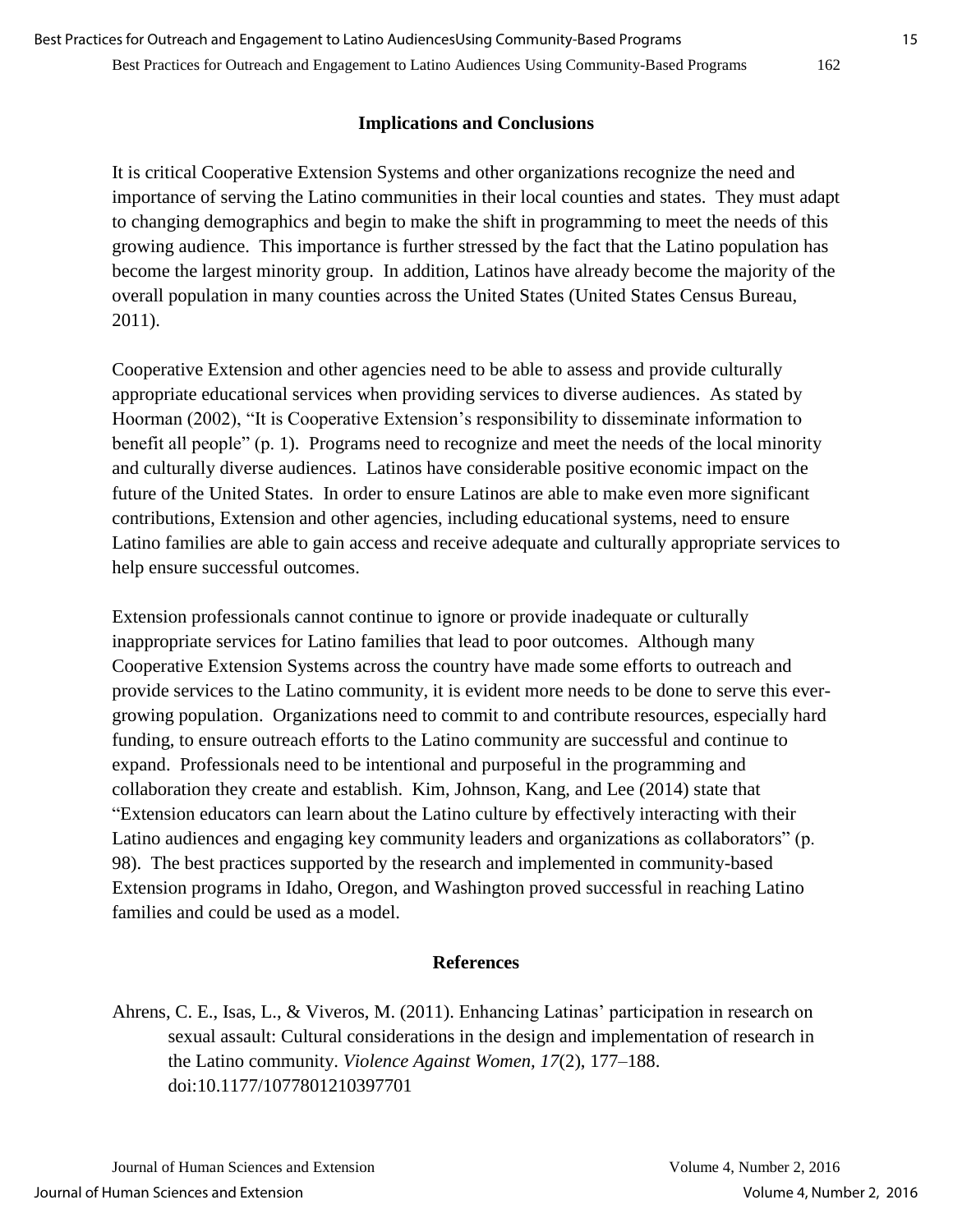## Implications and Conclusions

It is critical Cooperative Extension Systems and other organizations recognize the need and importance of serving the Latino communities in their local counties and states. They must adapt to changing demographics and begin to make the shift in programming to meet the needs of this growing audience. This importance is further stressed by the fact that the Latino population has become the largest minority group. In addition, Latinos have already become the majority of the overall population in many counties across the United States (United States Census Bureau, 2011).

Cooperative Extension and other agencies need to be able to assess and provide culturally appropriate educational services when providing services to diverse audiences. As stated by Hoorman (2002), "It is Cooperative Extension's responsibility to disseminate information to benefit all people" (p. 1). Programs need to recognize and meet the needs of the local minority and culturally diverse audiences. Latinos have considerable positive economic impact on the future of the United States. In order to ensure Latinos are able to make even more significant contributions, Extension and other agencies, including educational systems, need to ensure Latino families are able to gain access and receive adequate and culturally appropriate services to help ensure successful outcomes.

Extension professionals cannot continue to ignore or provide inadequate or culturally inappropriate services for Latino families that lead to poor outcomes. Although many Cooperative Extension Systems across the country have made some efforts to outreach and provide services to the Latino community, it is evident more needs to be done to serve this ever-growing population. Organizations need to commit to and contribute resources, especially hard funding, to ensure outreach efforts to the Latino community are successful and continue to expand. Professionals need to be intentional and purposeful in the programming and collaboration they create and establish. Kim, Johnson, Kang, and Lee (2014) state that "Extension educators can learn about the Latino culture by effectively interacting with their Latino audiences and engaging key community leaders and organizations as collaborators" (p. 98). The best practices supported by the research and implemented in community-based Extension programs in Idaho, Oregon, and Washington proved successful in reaching Latino families and could be used as a model.

## References

Ahrens, C. E., Isas, L., & Viveros, M. (2011). Enhancing Latinas' participation in research on sexual assault: Cultural considerations in the design and implementation of research in the Latino community. *Violence Against Women, 17*(2), 177–188. doi:10.1177/1077801210397701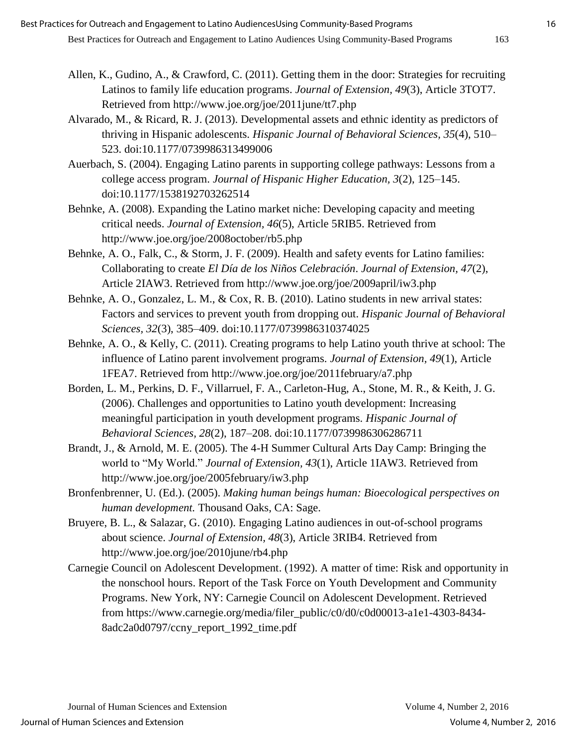Allen, K., Gudino, A., & Crawford, C. (2011). Getting them in the door: Strategies for recruiting Latinos to family life education programs. *Journal of Extension*, *49*(3), Article 3TOT7. Retrieved from http://www.joe.org/joe/2011june/tt7.php

Alvarado, M., & Ricard, R. J. (2013). Developmental assets and ethnic identity as predictors of thriving in Hispanic adolescents. *Hispanic Journal of Behavioral Sciences*, *35*(4), 510–523. doi:10.1177/0739986313499006

Auerbach, S. (2004). Engaging Latino parents in supporting college pathways: Lessons from a college access program. *Journal of Hispanic Higher Education*, *3*(2), 125–145. doi:10.1177/1538192703262514

Behnke, A. (2008). Expanding the Latino market niche: Developing capacity and meeting critical needs. *Journal of Extension*, *46*(5), Article 5RIB5. Retrieved from http://www.joe.org/joe/2008october/rb5.php

Behnke, A. O., Falk, C., & Storm, J. F. (2009). Health and safety events for Latino families: Collaborating to create *El Día de los Niños Celebración*. *Journal of Extension*, *47*(2), Article 2IAW3. Retrieved from http://www.joe.org/joe/2009april/iw3.php

Behnke, A. O., Gonzalez, L. M., & Cox, R. B. (2010). Latino students in new arrival states: Factors and services to prevent youth from dropping out. *Hispanic Journal of Behavioral Sciences*, *32*(3), 385–409. doi:10.1177/0739986310374025

Behnke, A. O., & Kelly, C. (2011). Creating programs to help Latino youth thrive at school: The influence of Latino parent involvement programs. *Journal of Extension*, *49*(1), Article 1FEA7. Retrieved from http://www.joe.org/joe/2011february/a7.php

Borden, L. M., Perkins, D. F., Villarruel, F. A., Carleton-Hug, A., Stone, M. R., & Keith, J. G. (2006). Challenges and opportunities to Latino youth development: Increasing meaningful participation in youth development programs. *Hispanic Journal of Behavioral Sciences*, *28*(2), 187–208. doi:10.1177/0739986306286711

Brandt, J., & Arnold, M. E. (2005). The 4-H Summer Cultural Arts Day Camp: Bringing the world to "My World." *Journal of Extension*, *43*(1), Article 1IAW3. Retrieved from http://www.joe.org/joe/2005february/iw3.php

Bronfenbrenner, U. (Ed.). (2005). *Making human beings human: Bioecological perspectives on human development.* Thousand Oaks, CA: Sage.

Bruyere, B. L., & Salazar, G. (2010). Engaging Latino audiences in out-of-school programs about science. *Journal of Extension*, *48*(3), Article 3RIB4. Retrieved from http://www.joe.org/joe/2010june/rb4.php

Carnegie Council on Adolescent Development. (1992). A matter of time: Risk and opportunity in the nonschool hours. Report of the Task Force on Youth Development and Community Programs. New York, NY: Carnegie Council on Adolescent Development. Retrieved from https://www.carnegie.org/media/filer_public/c0/d0/c0d00013-a1e1-4303-8434-8adc2a0d0797/ccny_report_1992_time.pdf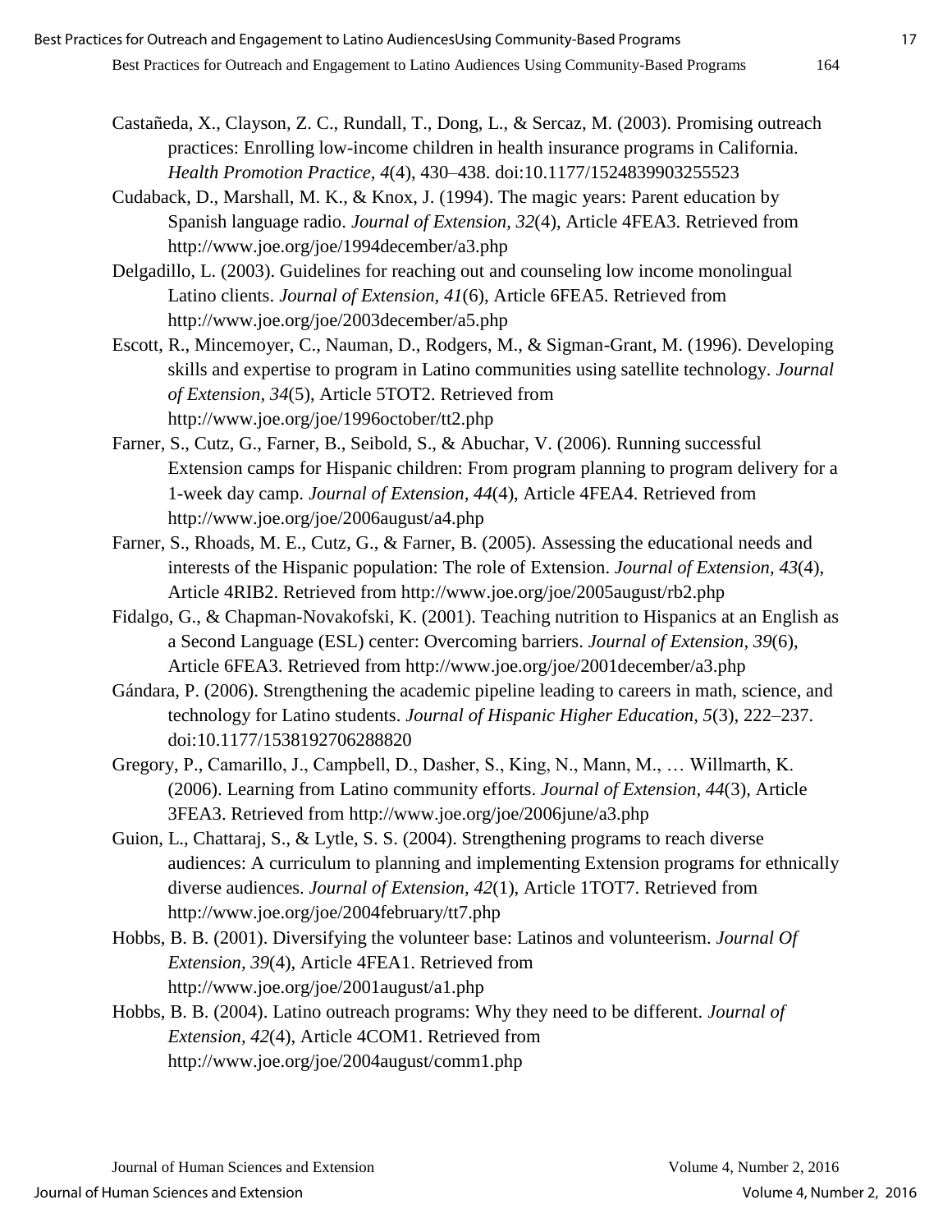Castañeda, X., Clayson, Z. C., Rundall, T., Dong, L., & Sercaz, M. (2003). Promising outreach practices: Enrolling low-income children in health insurance programs in California. *Health Promotion Practice, 4*(4), 430–438. doi:10.1177/1524839903255523

Cudaback, D., Marshall, M. K., & Knox, J. (1994). The magic years: Parent education by Spanish language radio. *Journal of Extension, 32*(4), Article 4FEA3. Retrieved from http://www.joe.org/joe/1994december/a3.php

Delgadillo, L. (2003). Guidelines for reaching out and counseling low income monolingual Latino clients. *Journal of Extension, 41*(6), Article 6FEA5. Retrieved from http://www.joe.org/joe/2003december/a5.php

Escott, R., Mincemoyer, C., Nauman, D., Rodgers, M., & Sigman-Grant, M. (1996). Developing skills and expertise to program in Latino communities using satellite technology. *Journal of Extension, 34*(5), Article 5TOT2. Retrieved from http://www.joe.org/joe/1996october/tt2.php

Farner, S., Cutz, G., Farner, B., Seibold, S., & Abuchar, V. (2006). Running successful Extension camps for Hispanic children: From program planning to program delivery for a 1-week day camp. *Journal of Extension, 44*(4), Article 4FEA4. Retrieved from http://www.joe.org/joe/2006august/a4.php

Farner, S., Rhoads, M. E., Cutz, G., & Farner, B. (2005). Assessing the educational needs and interests of the Hispanic population: The role of Extension. *Journal of Extension*, *43*(4), Article 4RIB2. Retrieved from http://www.joe.org/joe/2005august/rb2.php

Fidalgo, G., & Chapman-Novakofski, K. (2001). Teaching nutrition to Hispanics at an English as a Second Language (ESL) center: Overcoming barriers. *Journal of Extension, 39*(6), Article 6FEA3. Retrieved from http://www.joe.org/joe/2001december/a3.php

Gándara, P. (2006). Strengthening the academic pipeline leading to careers in math, science, and technology for Latino students. *Journal of Hispanic Higher Education, 5*(3), 222–237. doi:10.1177/1538192706288820

Gregory, P., Camarillo, J., Campbell, D., Dasher, S., King, N., Mann, M., … Willmarth, K. (2006). Learning from Latino community efforts. *Journal of Extension*, *44*(3), Article 3FEA3. Retrieved from http://www.joe.org/joe/2006june/a3.php

Guion, L., Chattaraj, S., & Lytle, S. S. (2004). Strengthening programs to reach diverse audiences: A curriculum to planning and implementing Extension programs for ethnically diverse audiences. *Journal of Extension, 42*(1), Article 1TOT7. Retrieved from http://www.joe.org/joe/2004february/tt7.php

Hobbs, B. B. (2001). Diversifying the volunteer base: Latinos and volunteerism. *Journal Of Extension, 39*(4), Article 4FEA1. Retrieved from http://www.joe.org/joe/2001august/a1.php

Hobbs, B. B. (2004). Latino outreach programs: Why they need to be different. *Journal of Extension, 42*(4), Article 4COM1. Retrieved from http://www.joe.org/joe/2004august/comm1.php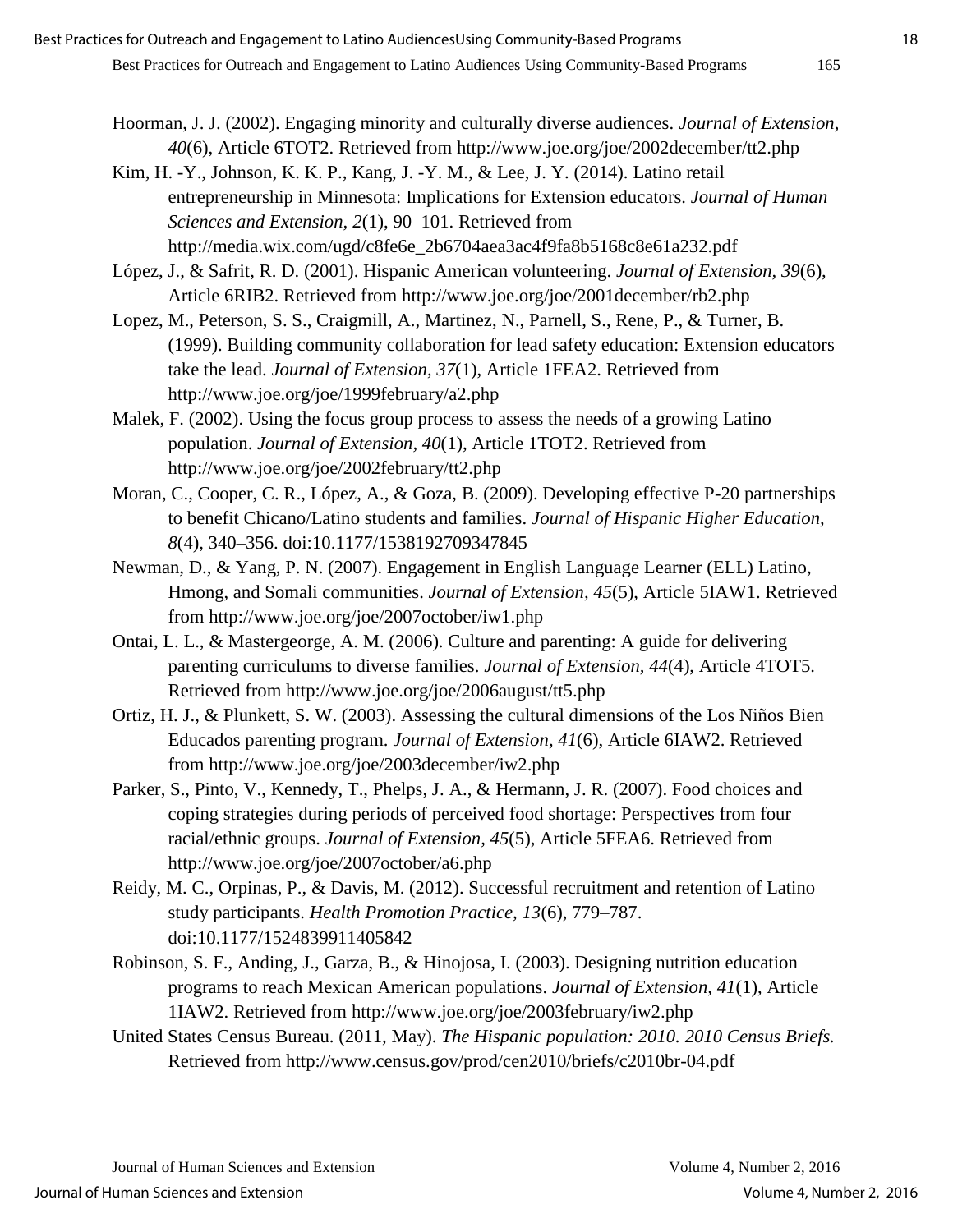Hoorman, J. J. (2002). Engaging minority and culturally diverse audiences. *Journal of Extension, 40*(6), Article 6TOT2. Retrieved from http://www.joe.org/joe/2002december/tt2.php

Kim, H. -Y., Johnson, K. K. P., Kang, J. -Y. M., & Lee, J. Y. (2014). Latino retail entrepreneurship in Minnesota: Implications for Extension educators. *Journal of Human Sciences and Extension, 2*(1), 90–101. Retrieved from http://media.wix.com/ugd/c8fe6e_2b6704aea3ac4f9fa8b5168c8e61a232.pdf

López, J., & Safrit, R. D. (2001). Hispanic American volunteering. *Journal of Extension, 39*(6), Article 6RIB2. Retrieved from http://www.joe.org/joe/2001december/rb2.php

Lopez, M., Peterson, S. S., Craigmill, A., Martinez, N., Parnell, S., Rene, P., & Turner, B. (1999). Building community collaboration for lead safety education: Extension educators take the lead. *Journal of Extension, 37*(1), Article 1FEA2. Retrieved from http://www.joe.org/joe/1999february/a2.php

Malek, F. (2002). Using the focus group process to assess the needs of a growing Latino population. *Journal of Extension, 40*(1), Article 1TOT2. Retrieved from http://www.joe.org/joe/2002february/tt2.php

Moran, C., Cooper, C. R., López, A., & Goza, B. (2009). Developing effective P-20 partnerships to benefit Chicano/Latino students and families. *Journal of Hispanic Higher Education, 8*(4), 340–356. doi:10.1177/1538192709347845

Newman, D., & Yang, P. N. (2007). Engagement in English Language Learner (ELL) Latino, Hmong, and Somali communities. *Journal of Extension, 45*(5), Article 5IAW1. Retrieved from http://www.joe.org/joe/2007october/iw1.php

Ontai, L. L., & Mastergeorge, A. M. (2006). Culture and parenting: A guide for delivering parenting curriculums to diverse families. *Journal of Extension, 44*(4), Article 4TOT5. Retrieved from http://www.joe.org/joe/2006august/tt5.php

Ortiz, H. J., & Plunkett, S. W. (2003). Assessing the cultural dimensions of the Los Niños Bien Educados parenting program. *Journal of Extension, 41*(6), Article 6IAW2. Retrieved from http://www.joe.org/joe/2003december/iw2.php

Parker, S., Pinto, V., Kennedy, T., Phelps, J. A., & Hermann, J. R. (2007). Food choices and coping strategies during periods of perceived food shortage: Perspectives from four racial/ethnic groups. *Journal of Extension, 45*(5), Article 5FEA6. Retrieved from http://www.joe.org/joe/2007october/a6.php

Reidy, M. C., Orpinas, P., & Davis, M. (2012). Successful recruitment and retention of Latino study participants. *Health Promotion Practice, 13*(6), 779–787. doi:10.1177/1524839911405842

Robinson, S. F., Anding, J., Garza, B., & Hinojosa, I. (2003). Designing nutrition education programs to reach Mexican American populations. *Journal of Extension, 41*(1), Article 1IAW2. Retrieved from http://www.joe.org/joe/2003february/iw2.php

United States Census Bureau. (2011, May). *The Hispanic population: 2010. 2010 Census Briefs.* Retrieved from http://www.census.gov/prod/cen2010/briefs/c2010br-04.pdf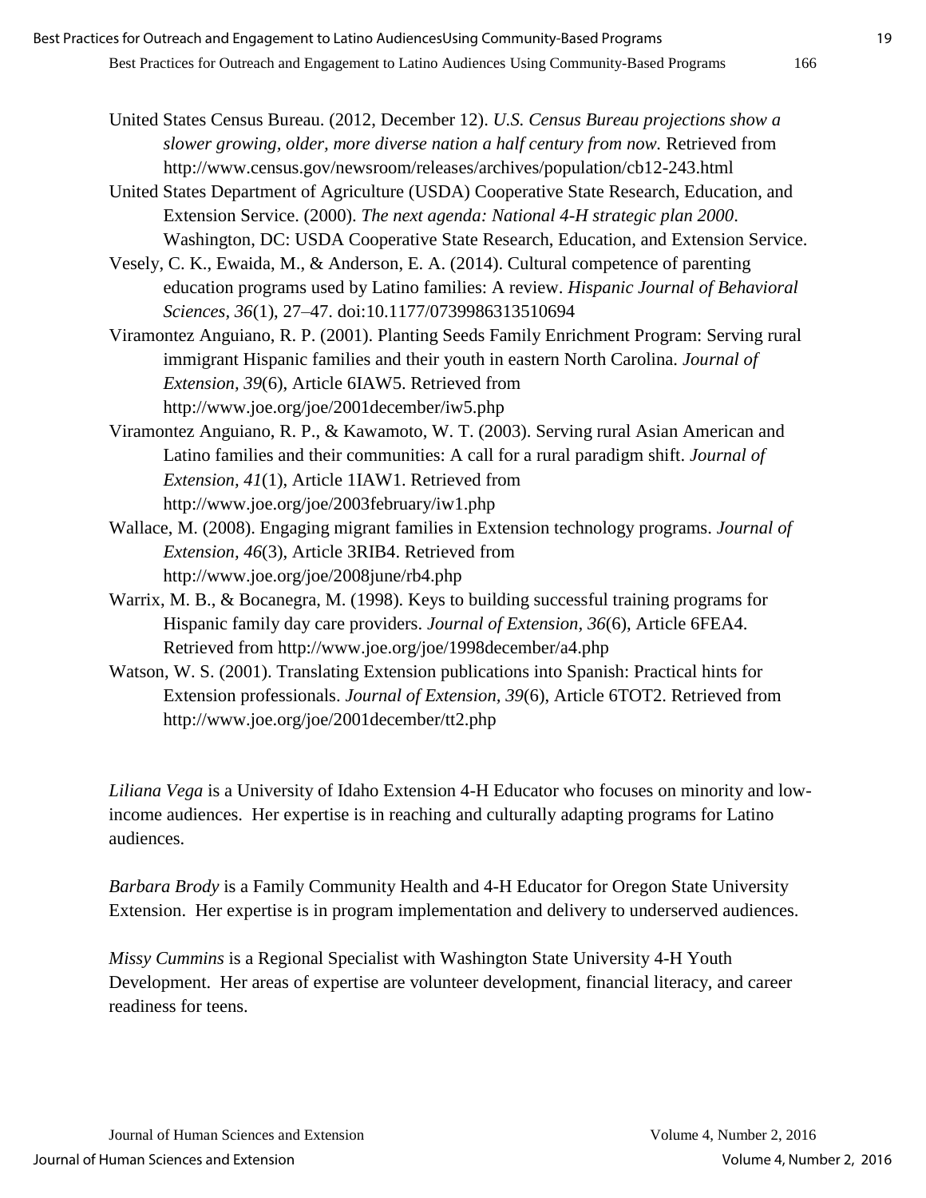United States Census Bureau. (2012, December 12). *U.S. Census Bureau projections show a slower growing, older, more diverse nation a half century from now.* Retrieved from http://www.census.gov/newsroom/releases/archives/population/cb12-243.html

United States Department of Agriculture (USDA) Cooperative State Research, Education, and Extension Service. (2000). *The next agenda: National 4-H strategic plan 2000*. Washington, DC: USDA Cooperative State Research, Education, and Extension Service.

Vesely, C. K., Ewaida, M., & Anderson, E. A. (2014). Cultural competence of parenting education programs used by Latino families: A review. *Hispanic Journal of Behavioral Sciences*, *36*(1), 27–47. doi:10.1177/0739986313510694

Viramontez Anguiano, R. P. (2001). Planting Seeds Family Enrichment Program: Serving rural immigrant Hispanic families and their youth in eastern North Carolina. *Journal of Extension*, *39*(6), Article 6IAW5. Retrieved from http://www.joe.org/joe/2001december/iw5.php

Viramontez Anguiano, R. P., & Kawamoto, W. T. (2003). Serving rural Asian American and Latino families and their communities: A call for a rural paradigm shift. *Journal of Extension, 41*(1), Article 1IAW1. Retrieved from http://www.joe.org/joe/2003february/iw1.php

Wallace, M. (2008). Engaging migrant families in Extension technology programs. *Journal of Extension*, *46*(3), Article 3RIB4. Retrieved from http://www.joe.org/joe/2008june/rb4.php

Warrix, M. B., & Bocanegra, M. (1998). Keys to building successful training programs for Hispanic family day care providers. *Journal of Extension, 36*(6), Article 6FEA4. Retrieved from http://www.joe.org/joe/1998december/a4.php

Watson, W. S. (2001). Translating Extension publications into Spanish: Practical hints for Extension professionals. *Journal of Extension, 39*(6), Article 6TOT2. Retrieved from http://www.joe.org/joe/2001december/tt2.php

*Liliana Vega* is a University of Idaho Extension 4-H Educator who focuses on minority and low-income audiences. Her expertise is in reaching and culturally adapting programs for Latino audiences.

*Barbara Brody* is a Family Community Health and 4-H Educator for Oregon State University Extension. Her expertise is in program implementation and delivery to underserved audiences.

*Missy Cummins* is a Regional Specialist with Washington State University 4-H Youth Development. Her areas of expertise are volunteer development, financial literacy, and career readiness for teens.